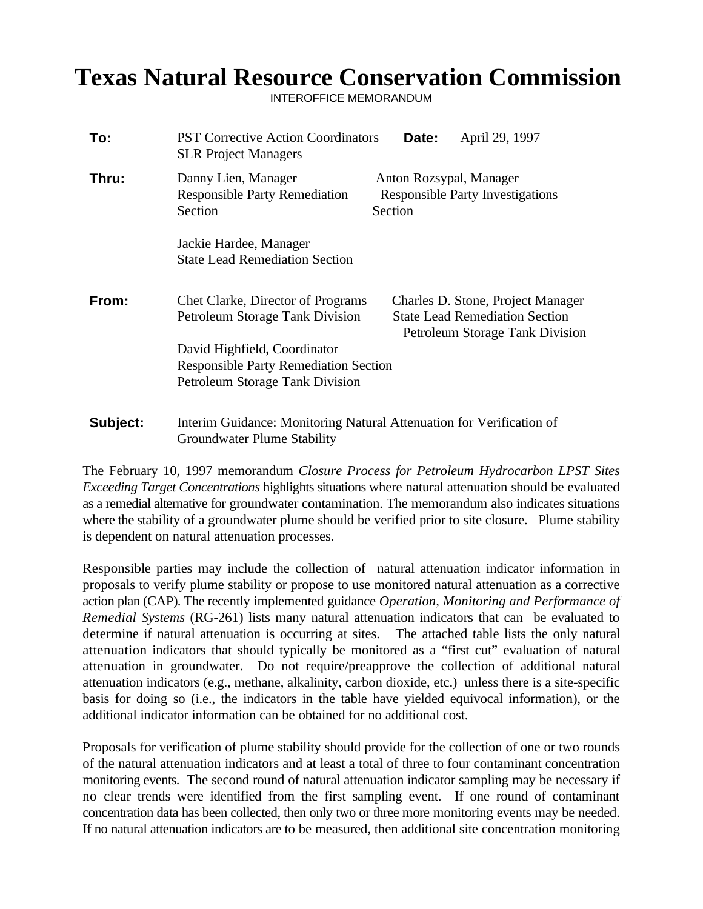# Texas Natural Resource Conservation Commission

INTEROFFICE MEMORANDUM

**To:** PST Corrective Action Coordinators
SLR Project Managers

**Date:** April 29, 1997

**Thru:** Danny Lien, Manager
Responsible Party Remediation Section

Anton Rozsypal, Manager
Responsible Party Investigations Section

Jackie Hardee, Manager
State Lead Remediation Section

**From:** Chet Clarke, Director of Programs
Petroleum Storage Tank Division

Charles D. Stone, Project Manager
State Lead Remediation Section
Petroleum Storage Tank Division

David Highfield, Coordinator
Responsible Party Remediation Section
Petroleum Storage Tank Division

**Subject:** Interim Guidance: Monitoring Natural Attenuation for Verification of Groundwater Plume Stability

The February 10, 1997 memorandum *Closure Process for Petroleum Hydrocarbon LPST Sites Exceeding Target Concentrations* highlights situations where natural attenuation should be evaluated as a remedial alternative for groundwater contamination. The memorandum also indicates situations where the stability of a groundwater plume should be verified prior to site closure. Plume stability is dependent on natural attenuation processes.

Responsible parties may include the collection of natural attenuation indicator information in proposals to verify plume stability or propose to use monitored natural attenuation as a corrective action plan (CAP). The recently implemented guidance *Operation, Monitoring and Performance of Remedial Systems* (RG-261) lists many natural attenuation indicators that can be evaluated to determine if natural attenuation is occurring at sites. The attached table lists the only natural attenuation indicators that should typically be monitored as a "first cut" evaluation of natural attenuation in groundwater. Do not require/preapprove the collection of additional natural attenuation indicators (e.g., methane, alkalinity, carbon dioxide, etc.) unless there is a site-specific basis for doing so (i.e., the indicators in the table have yielded equivocal information), or the additional indicator information can be obtained for no additional cost.

Proposals for verification of plume stability should provide for the collection of one or two rounds of the natural attenuation indicators and at least a total of three to four contaminant concentration monitoring events. The second round of natural attenuation indicator sampling may be necessary if no clear trends were identified from the first sampling event. If one round of contaminant concentration data has been collected, then only two or three more monitoring events may be needed. If no natural attenuation indicators are to be measured, then additional site concentration monitoring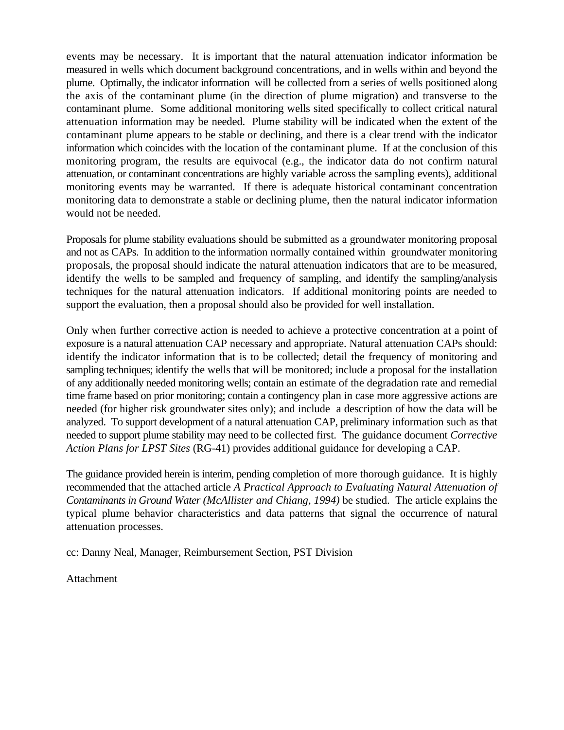events may be necessary. It is important that the natural attenuation indicator information be measured in wells which document background concentrations, and in wells within and beyond the plume. Optimally, the indicator information will be collected from a series of wells positioned along the axis of the contaminant plume (in the direction of plume migration) and transverse to the contaminant plume. Some additional monitoring wells sited specifically to collect critical natural attenuation information may be needed. Plume stability will be indicated when the extent of the contaminant plume appears to be stable or declining, and there is a clear trend with the indicator information which coincides with the location of the contaminant plume. If at the conclusion of this monitoring program, the results are equivocal (e.g., the indicator data do not confirm natural attenuation, or contaminant concentrations are highly variable across the sampling events), additional monitoring events may be warranted. If there is adequate historical contaminant concentration monitoring data to demonstrate a stable or declining plume, then the natural indicator information would not be needed.

Proposals for plume stability evaluations should be submitted as a groundwater monitoring proposal and not as CAPs. In addition to the information normally contained within groundwater monitoring proposals, the proposal should indicate the natural attenuation indicators that are to be measured, identify the wells to be sampled and frequency of sampling, and identify the sampling/analysis techniques for the natural attenuation indicators. If additional monitoring points are needed to support the evaluation, then a proposal should also be provided for well installation.

Only when further corrective action is needed to achieve a protective concentration at a point of exposure is a natural attenuation CAP necessary and appropriate. Natural attenuation CAPs should: identify the indicator information that is to be collected; detail the frequency of monitoring and sampling techniques; identify the wells that will be monitored; include a proposal for the installation of any additionally needed monitoring wells; contain an estimate of the degradation rate and remedial time frame based on prior monitoring; contain a contingency plan in case more aggressive actions are needed (for higher risk groundwater sites only); and include a description of how the data will be analyzed. To support development of a natural attenuation CAP, preliminary information such as that needed to support plume stability may need to be collected first. The guidance document *Corrective Action Plans for LPST Sites* (RG-41) provides additional guidance for developing a CAP.

The guidance provided herein is interim, pending completion of more thorough guidance. It is highly recommended that the attached article *A Practical Approach to Evaluating Natural Attenuation of Contaminants in Ground Water (McAllister and Chiang, 1994)* be studied. The article explains the typical plume behavior characteristics and data patterns that signal the occurrence of natural attenuation processes.

cc: Danny Neal, Manager, Reimbursement Section, PST Division

Attachment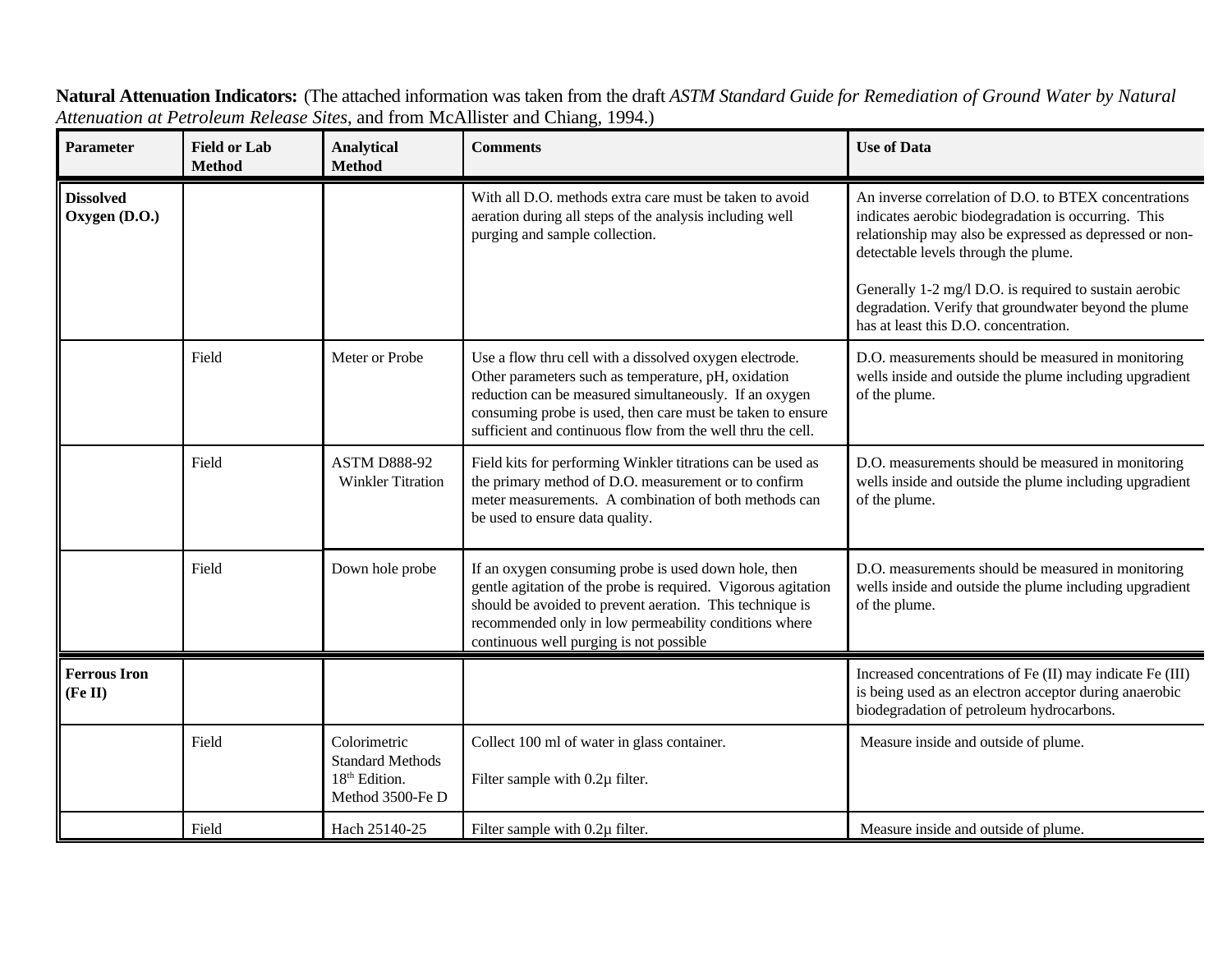**Natural Attenuation Indicators:** (The attached information was taken from the draft *ASTM Standard Guide for Remediation of Ground Water by Natural Attenuation at Petroleum Release Sites*, and from McAllister and Chiang, 1994.)

| Parameter | Field or Lab Method | Analytical Method | Comments | Use of Data |
|---|---|---|---|---|
| **Dissolved Oxygen (D.O.)** | | | With all D.O. methods extra care must be taken to avoid aeration during all steps of the analysis including well purging and sample collection. | An inverse correlation of D.O. to BTEX concentrations indicates aerobic biodegradation is occurring. This relationship may also be expressed as depressed or non-detectable levels through the plume.<br><br>Generally 1-2 mg/l D.O. is required to sustain aerobic degradation. Verify that groundwater beyond the plume has at least this D.O. concentration. |
| | Field | Meter or Probe | Use a flow thru cell with a dissolved oxygen electrode. Other parameters such as temperature, pH, oxidation reduction can be measured simultaneously. If an oxygen consuming probe is used, then care must be taken to ensure sufficient and continuous flow from the well thru the cell. | D.O. measurements should be measured in monitoring wells inside and outside the plume including upgradient of the plume. |
| | Field | ASTM D888-92 Winkler Titration | Field kits for performing Winkler titrations can be used as the primary method of D.O. measurement or to confirm meter measurements. A combination of both methods can be used to ensure data quality. | D.O. measurements should be measured in monitoring wells inside and outside the plume including upgradient of the plume. |
| | Field | Down hole probe | If an oxygen consuming probe is used down hole, then gentle agitation of the probe is required. Vigorous agitation should be avoided to prevent aeration. This technique is recommended only in low permeability conditions where continuous well purging is not possible | D.O. measurements should be measured in monitoring wells inside and outside the plume including upgradient of the plume. |
| **Ferrous Iron (Fe II)** | | | | Increased concentrations of Fe (II) may indicate Fe (III) is being used as an electron acceptor during anaerobic biodegradation of petroleum hydrocarbons. |
| | Field | Colorimetric Standard Methods 18th Edition. Method 3500-Fe D | Collect 100 ml of water in glass container.<br><br>Filter sample with 0.2µ filter. | Measure inside and outside of plume. |
| | Field | Hach 25140-25 | Filter sample with 0.2µ filter. | Measure inside and outside of plume. |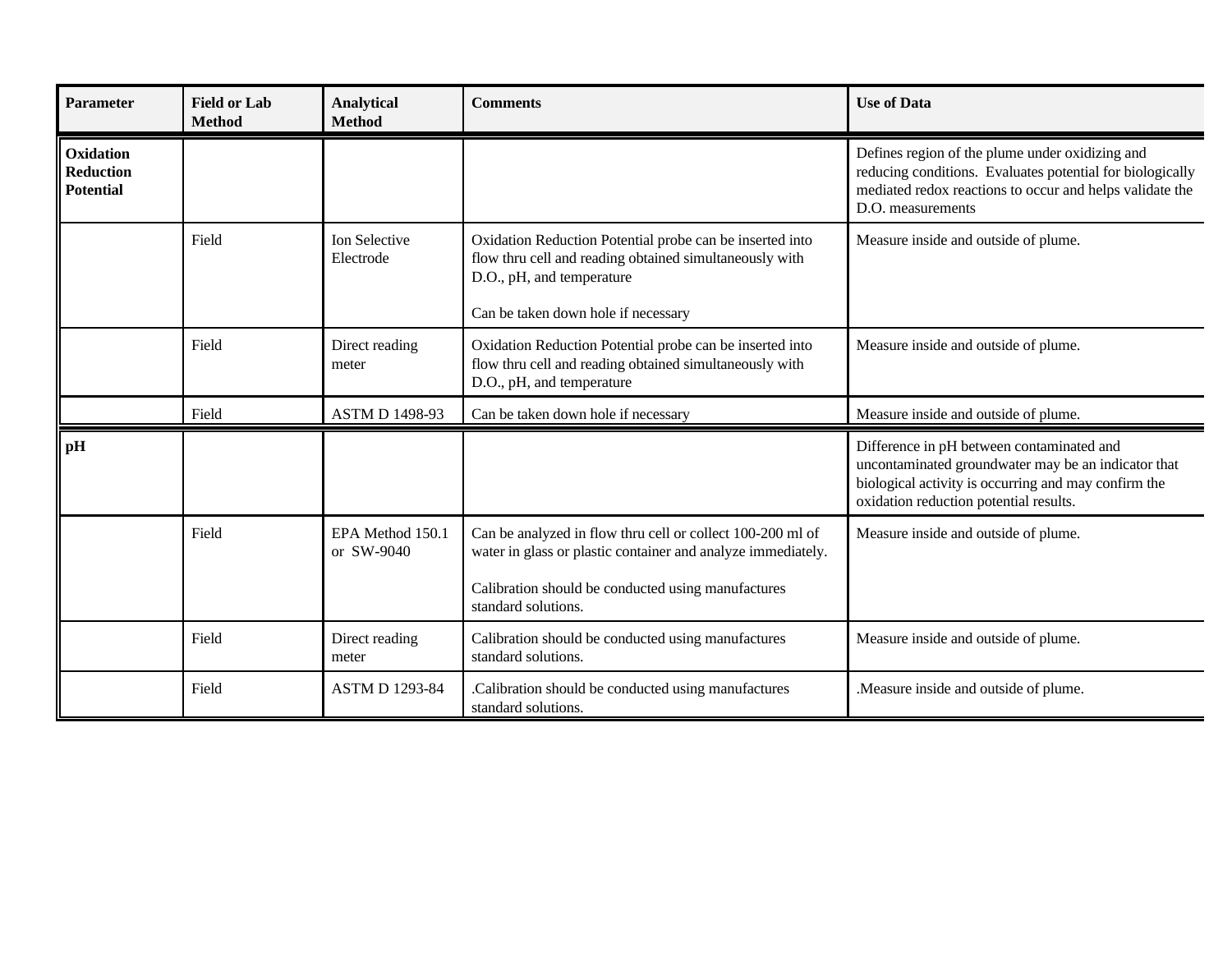| Parameter | Field or Lab Method | Analytical Method | Comments | Use of Data |
|---|---|---|---|---|
| **Oxidation Reduction Potential** | | | | Defines region of the plume under oxidizing and reducing conditions. Evaluates potential for biologically mediated redox reactions to occur and helps validate the D.O. measurements |
| | Field | Ion Selective Electrode | Oxidation Reduction Potential probe can be inserted into flow thru cell and reading obtained simultaneously with D.O., pH, and temperature<br><br>Can be taken down hole if necessary | Measure inside and outside of plume. |
| | Field | Direct reading meter | Oxidation Reduction Potential probe can be inserted into flow thru cell and reading obtained simultaneously with D.O., pH, and temperature | Measure inside and outside of plume. |
| | Field | ASTM D 1498-93 | Can be taken down hole if necessary | Measure inside and outside of plume. |
| **pH** | | | | Difference in pH between contaminated and uncontaminated groundwater may be an indicator that biological activity is occurring and may confirm the oxidation reduction potential results. |
| | Field | EPA Method 150.1 or SW-9040 | Can be analyzed in flow thru cell or collect 100-200 ml of water in glass or plastic container and analyze immediately.<br><br>Calibration should be conducted using manufactures standard solutions. | Measure inside and outside of plume. |
| | Field | Direct reading meter | Calibration should be conducted using manufactures standard solutions. | Measure inside and outside of plume. |
| | Field | ASTM D 1293-84 | .Calibration should be conducted using manufactures standard solutions. | .Measure inside and outside of plume. |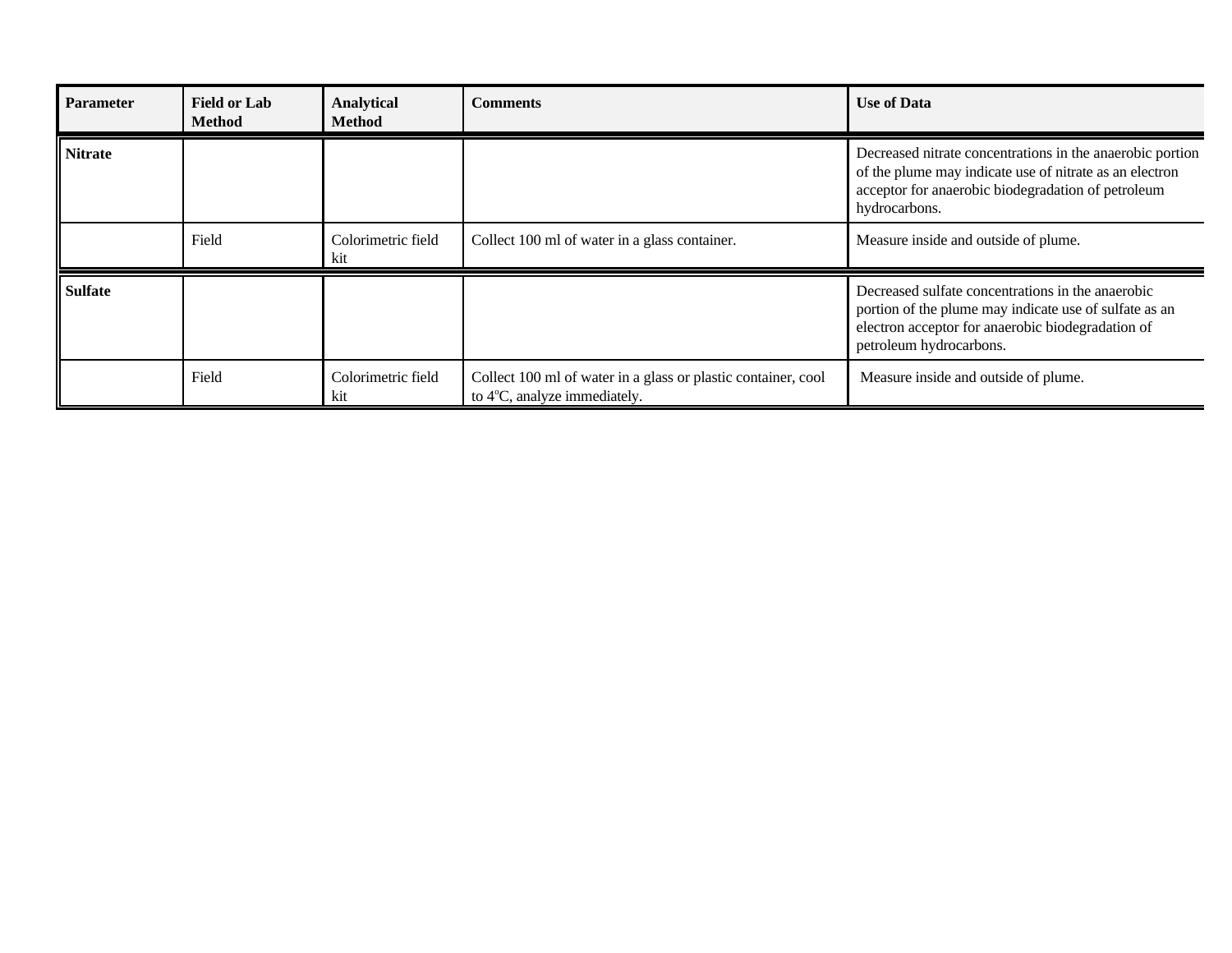| Parameter | Field or Lab Method | Analytical Method | Comments | Use of Data |
| --- | --- | --- | --- | --- |
| **Nitrate** | | | | Decreased nitrate concentrations in the anaerobic portion of the plume may indicate use of nitrate as an electron acceptor for anaerobic biodegradation of petroleum hydrocarbons. |
| | Field | Colorimetric field kit | Collect 100 ml of water in a glass container. | Measure inside and outside of plume. |
| **Sulfate** | | | | Decreased sulfate concentrations in the anaerobic portion of the plume may indicate use of sulfate as an electron acceptor for anaerobic biodegradation of petroleum hydrocarbons. |
| | Field | Colorimetric field kit | Collect 100 ml of water in a glass or plastic container, cool to 4ºC, analyze immediately. | Measure inside and outside of plume. |